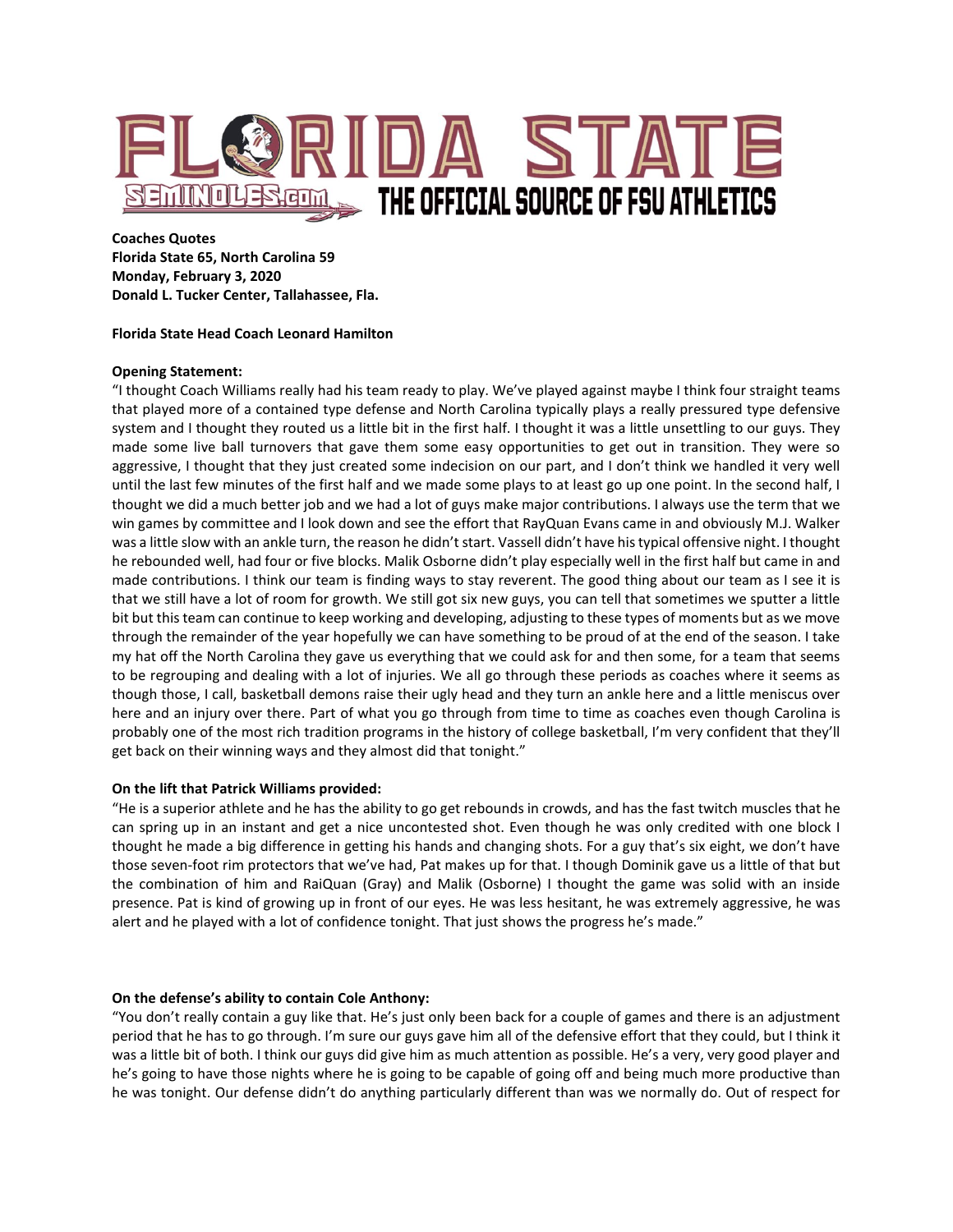FLORIDA STATE
SEMINOLES.COM THE OFFICIAL SOURCE OF FSU ATHLETICS

**Coaches Quotes**
**Florida State 65, North Carolina 59**
**Monday, February 3, 2020**
**Donald L. Tucker Center, Tallahassee, Fla.**

**Florida State Head Coach Leonard Hamilton**

**Opening Statement:**
"I thought Coach Williams really had his team ready to play. We've played against maybe I think four straight teams that played more of a contained type defense and North Carolina typically plays a really pressured type defensive system and I thought they routed us a little bit in the first half. I thought it was a little unsettling to our guys. They made some live ball turnovers that gave them some easy opportunities to get out in transition. They were so aggressive, I thought that they just created some indecision on our part, and I don't think we handled it very well until the last few minutes of the first half and we made some plays to at least go up one point. In the second half, I thought we did a much better job and we had a lot of guys make major contributions. I always use the term that we win games by committee and I look down and see the effort that RayQuan Evans came in and obviously M.J. Walker was a little slow with an ankle turn, the reason he didn't start. Vassell didn't have his typical offensive night. I thought he rebounded well, had four or five blocks. Malik Osborne didn't play especially well in the first half but came in and made contributions. I think our team is finding ways to stay reverent. The good thing about our team as I see it is that we still have a lot of room for growth. We still got six new guys, you can tell that sometimes we sputter a little bit but this team can continue to keep working and developing, adjusting to these types of moments but as we move through the remainder of the year hopefully we can have something to be proud of at the end of the season. I take my hat off the North Carolina they gave us everything that we could ask for and then some, for a team that seems to be regrouping and dealing with a lot of injuries. We all go through these periods as coaches where it seems as though those, I call, basketball demons raise their ugly head and they turn an ankle here and a little meniscus over here and an injury over there. Part of what you go through from time to time as coaches even though Carolina is probably one of the most rich tradition programs in the history of college basketball, I'm very confident that they'll get back on their winning ways and they almost did that tonight."

**On the lift that Patrick Williams provided:**
"He is a superior athlete and he has the ability to go get rebounds in crowds, and has the fast twitch muscles that he can spring up in an instant and get a nice uncontested shot. Even though he was only credited with one block I thought he made a big difference in getting his hands and changing shots. For a guy that's six eight, we don't have those seven-foot rim protectors that we've had, Pat makes up for that. I though Dominik gave us a little of that but the combination of him and RaiQuan (Gray) and Malik (Osborne) I thought the game was solid with an inside presence. Pat is kind of growing up in front of our eyes. He was less hesitant, he was extremely aggressive, he was alert and he played with a lot of confidence tonight. That just shows the progress he's made."

**On the defense's ability to contain Cole Anthony:**
"You don't really contain a guy like that. He's just only been back for a couple of games and there is an adjustment period that he has to go through. I'm sure our guys gave him all of the defensive effort that they could, but I think it was a little bit of both. I think our guys did give him as much attention as possible. He's a very, very good player and he's going to have those nights where he is going to be capable of going off and being much more productive than he was tonight. Our defense didn't do anything particularly different than was we normally do. Out of respect for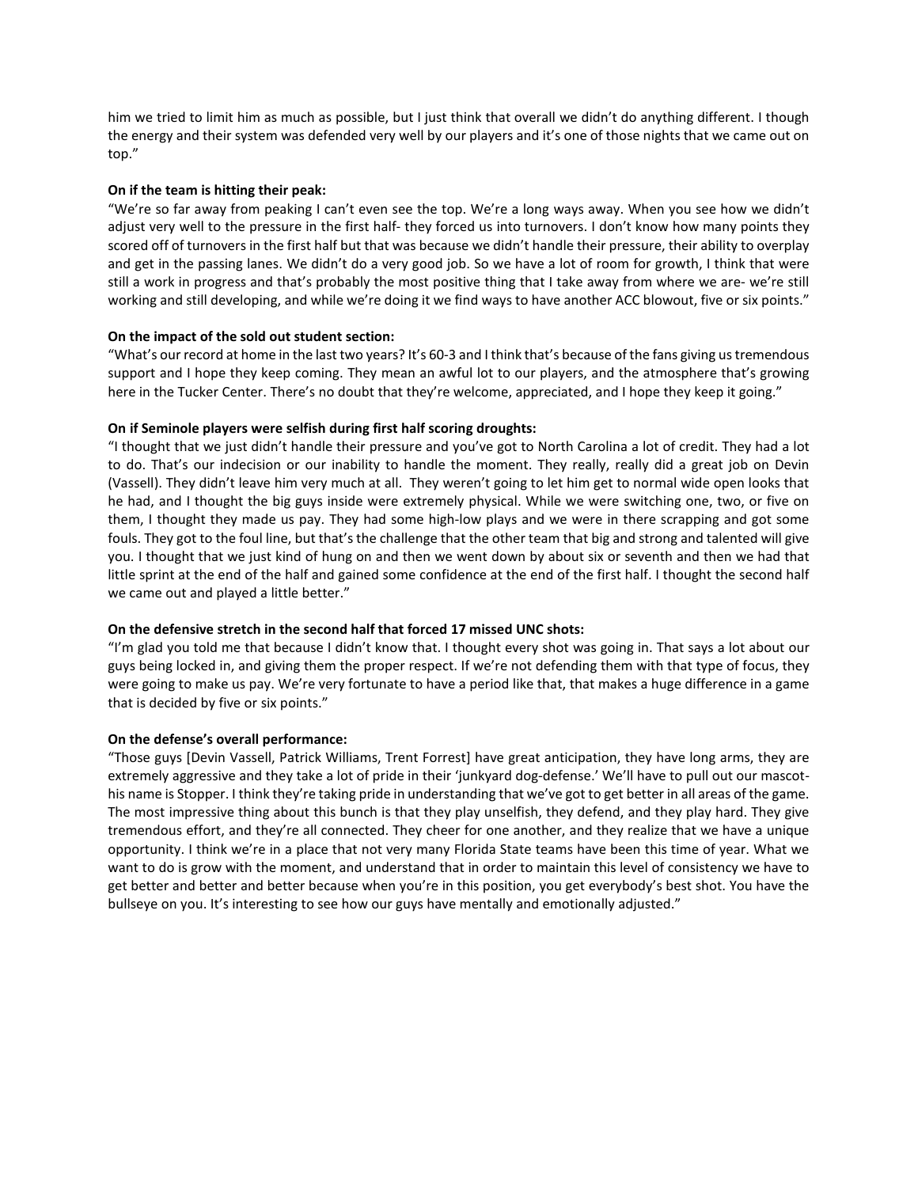him we tried to limit him as much as possible, but I just think that overall we didn't do anything different. I though the energy and their system was defended very well by our players and it's one of those nights that we came out on top."

**On if the team is hitting their peak:**

"We're so far away from peaking I can't even see the top. We're a long ways away. When you see how we didn't adjust very well to the pressure in the first half- they forced us into turnovers. I don't know how many points they scored off of turnovers in the first half but that was because we didn't handle their pressure, their ability to overplay and get in the passing lanes. We didn't do a very good job. So we have a lot of room for growth, I think that were still a work in progress and that's probably the most positive thing that I take away from where we are- we're still working and still developing, and while we're doing it we find ways to have another ACC blowout, five or six points."

**On the impact of the sold out student section:**

"What's our record at home in the last two years? It's 60-3 and I think that's because of the fans giving us tremendous support and I hope they keep coming. They mean an awful lot to our players, and the atmosphere that's growing here in the Tucker Center. There's no doubt that they're welcome, appreciated, and I hope they keep it going."

**On if Seminole players were selfish during first half scoring droughts:**

"I thought that we just didn't handle their pressure and you've got to North Carolina a lot of credit. They had a lot to do. That's our indecision or our inability to handle the moment. They really, really did a great job on Devin (Vassell). They didn't leave him very much at all. They weren't going to let him get to normal wide open looks that he had, and I thought the big guys inside were extremely physical. While we were switching one, two, or five on them, I thought they made us pay. They had some high-low plays and we were in there scrapping and got some fouls. They got to the foul line, but that's the challenge that the other team that big and strong and talented will give you. I thought that we just kind of hung on and then we went down by about six or seventh and then we had that little sprint at the end of the half and gained some confidence at the end of the first half. I thought the second half we came out and played a little better."

**On the defensive stretch in the second half that forced 17 missed UNC shots:**

"I'm glad you told me that because I didn't know that. I thought every shot was going in. That says a lot about our guys being locked in, and giving them the proper respect. If we're not defending them with that type of focus, they were going to make us pay. We're very fortunate to have a period like that, that makes a huge difference in a game that is decided by five or six points."

**On the defense's overall performance:**

"Those guys [Devin Vassell, Patrick Williams, Trent Forrest] have great anticipation, they have long arms, they are extremely aggressive and they take a lot of pride in their 'junkyard dog-defense.' We'll have to pull out our mascot- his name is Stopper. I think they're taking pride in understanding that we've got to get better in all areas of the game. The most impressive thing about this bunch is that they play unselfish, they defend, and they play hard. They give tremendous effort, and they're all connected. They cheer for one another, and they realize that we have a unique opportunity. I think we're in a place that not very many Florida State teams have been this time of year. What we want to do is grow with the moment, and understand that in order to maintain this level of consistency we have to get better and better and better because when you're in this position, you get everybody's best shot. You have the bullseye on you. It's interesting to see how our guys have mentally and emotionally adjusted."